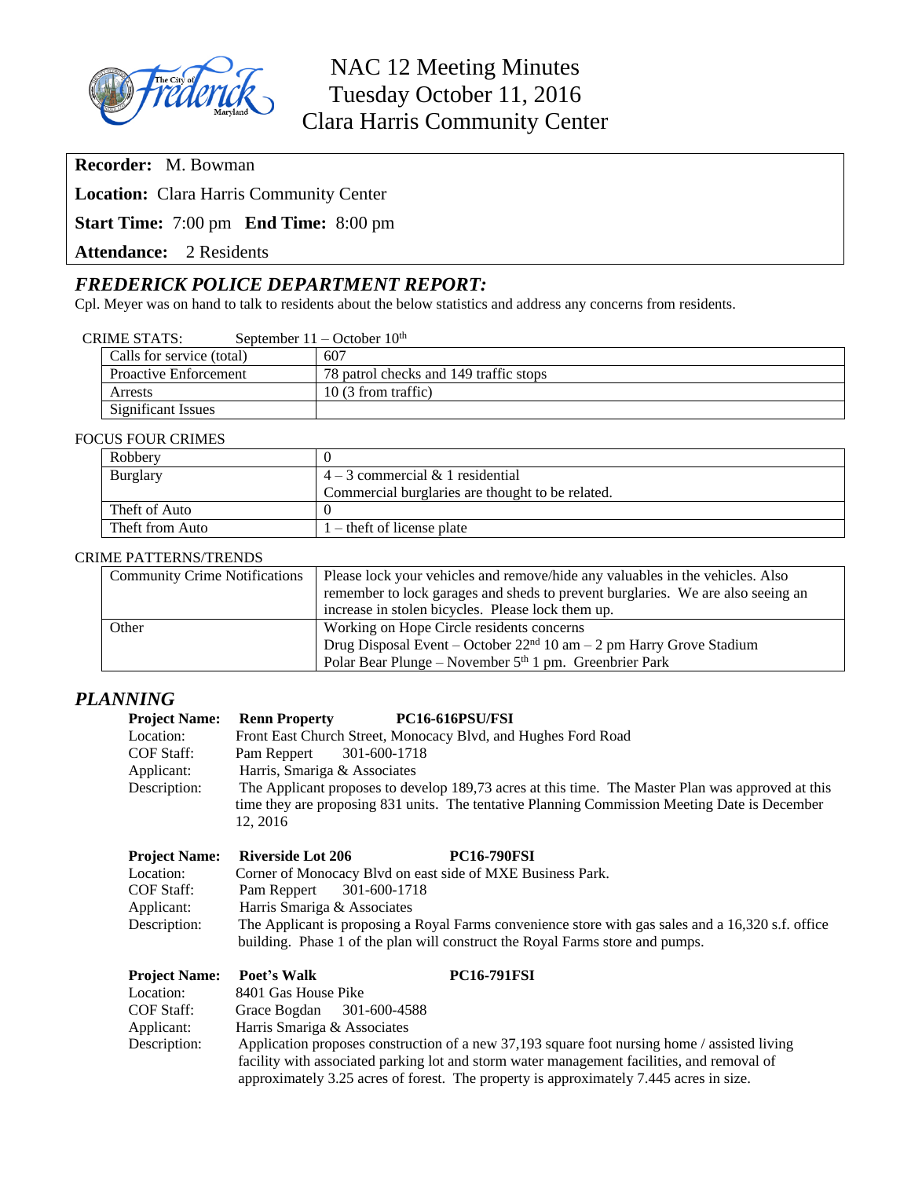# NAC 12 Meeting Minutes
## Tuesday October 11, 2016
## Clara Harris Community Center

**Recorder:** M. Bowman

**Location:** Clara Harris Community Center

**Start Time:** 7:00 pm **End Time:** 8:00 pm

**Attendance:** 2 Residents

## *FREDERICK POLICE DEPARTMENT REPORT:*

Cpl. Meyer was on hand to talk to residents about the below statistics and address any concerns from residents.

CRIME STATS: September 11 – October 10th

| | |
|---|---|
| Calls for service (total) | 607 |
| Proactive Enforcement | 78 patrol checks and 149 traffic stops |
| Arrests | 10 (3 from traffic) |
| Significant Issues | |

FOCUS FOUR CRIMES

| | |
|---|---|
| Robbery | 0 |
| Burglary | 4 – 3 commercial & 1 residential<br>Commercial burglaries are thought to be related. |
| Theft of Auto | 0 |
| Theft from Auto | 1 – theft of license plate |

CRIME PATTERNS/TRENDS

| | |
|---|---|
| Community Crime Notifications | Please lock your vehicles and remove/hide any valuables in the vehicles. Also remember to lock garages and sheds to prevent burglaries. We are also seeing an increase in stolen bicycles. Please lock them up. |
| Other | Working on Hope Circle residents concerns<br>Drug Disposal Event – October 22nd 10 am – 2 pm Harry Grove Stadium<br>Polar Bear Plunge – November 5th 1 pm. Greenbrier Park |

## *PLANNING*

**Project Name:** **Renn Property** **PC16-616PSU/FSI**
Location: Front East Church Street, Monocacy Blvd, and Hughes Ford Road
COF Staff: Pam Reppert 301-600-1718
Applicant: Harris, Smariga & Associates
Description: The Applicant proposes to develop 189,73 acres at this time. The Master Plan was approved at this time they are proposing 831 units. The tentative Planning Commission Meeting Date is December 12, 2016

**Project Name:** **Riverside Lot 206** **PC16-790FSI**
Location: Corner of Monocacy Blvd on east side of MXE Business Park.
COF Staff: Pam Reppert 301-600-1718
Applicant: Harris Smariga & Associates
Description: The Applicant is proposing a Royal Farms convenience store with gas sales and a 16,320 s.f. office building. Phase 1 of the plan will construct the Royal Farms store and pumps.

**Project Name:** **Poet's Walk** **PC16-791FSI**
Location: 8401 Gas House Pike
COF Staff: Grace Bogdan 301-600-4588
Applicant: Harris Smariga & Associates
Description: Application proposes construction of a new 37,193 square foot nursing home / assisted living facility with associated parking lot and storm water management facilities, and removal of approximately 3.25 acres of forest. The property is approximately 7.445 acres in size.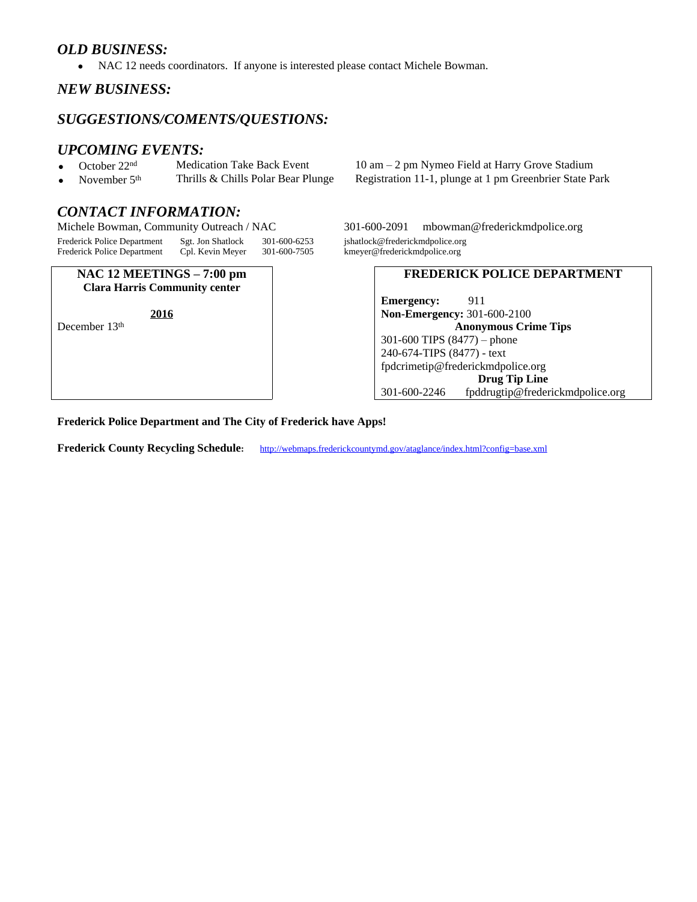## *OLD BUSINESS:*

- NAC 12 needs coordinators. If anyone is interested please contact Michele Bowman.

## *NEW BUSINESS:*

## *SUGGESTIONS/COMENTS/QUESTIONS:*

## *UPCOMING EVENTS:*

- October 22nd — Medication Take Back Event — 10 am – 2 pm Nymeo Field at Harry Grove Stadium
- November 5th — Thrills & Chills Polar Bear Plunge — Registration 11-1, plunge at 1 pm Greenbrier State Park

## *CONTACT INFORMATION:*

Michele Bowman, Community Outreach / NAC — 301-600-2091 — mbowman@frederickmdpolice.org

| | | | |
|---|---|---|---|
| Frederick Police Department | Sgt. Jon Shatlock | 301-600-6253 | jshatlock@frederickmdpolice.org |
| Frederick Police Department | Cpl. Kevin Meyer | 301-600-7505 | kmeyer@frederickmdpolice.org |

**NAC 12 MEETINGS – 7:00 pm**
**Clara Harris Community center**

**2016**

December 13th

**FREDERICK POLICE DEPARTMENT**

**Emergency:** 911
**Non-Emergency:** 301-600-2100

**Anonymous Crime Tips**

301-600 TIPS (8477) – phone
240-674-TIPS (8477) - text
fpdcrimetip@frederickmdpolice.org

**Drug Tip Line**

301-600-2246 fpddrugtip@frederickmdpolice.org

**Frederick Police Department and The City of Frederick have Apps!**

**Frederick County Recycling Schedule**: http://webmaps.frederickcountymd.gov/ataglance/index.html?config=base.xml